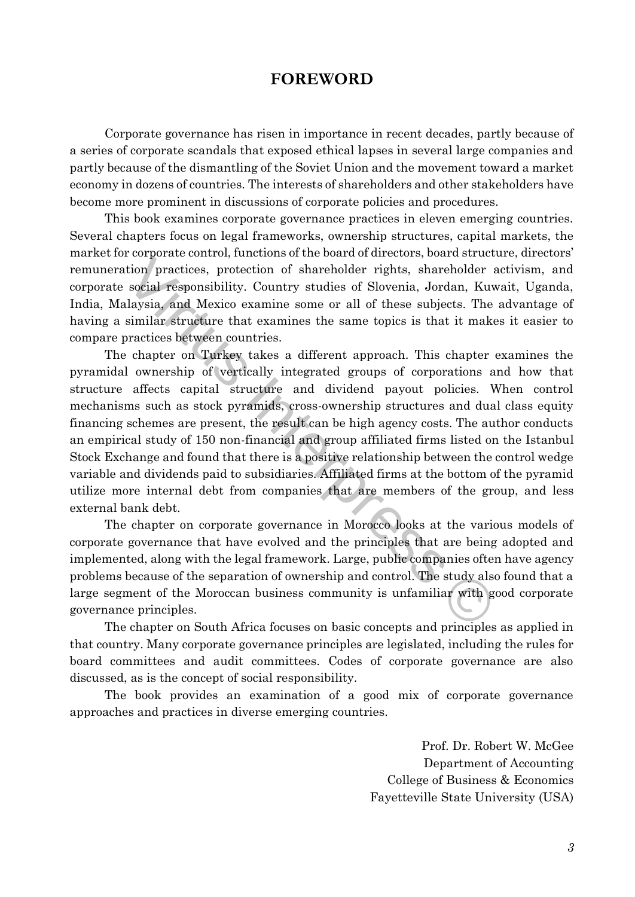# FOREWORD

Corporate governance has risen in importance in recent decades, partly because of a series of corporate scandals that exposed ethical lapses in several large companies and partly because of the dismantling of the Soviet Union and the movement toward a market economy in dozens of countries. The interests of shareholders and other stakeholders have become more prominent in discussions of corporate policies and procedures.

This book examines corporate governance practices in eleven emerging countries. Several chapters focus on legal frameworks, ownership structures, capital markets, the market for corporate control, functions of the board of directors, board structure, directors' remuneration practices, protection of shareholder rights, shareholder activism, and corporate social responsibility. Country studies of Slovenia, Jordan, Kuwait, Uganda, India, Malaysia, and Mexico examine some or all of these subjects. The advantage of having a similar structure that examines the same topics is that it makes it easier to compare practices between countries.

The chapter on Turkey takes a different approach. This chapter examines the pyramidal ownership of vertically integrated groups of corporations and how that structure affects capital structure and dividend payout policies. When control mechanisms such as stock pyramids, cross-ownership structures and dual class equity financing schemes are present, the result can be high agency costs. The author conducts an empirical study of 150 non-financial and group affiliated firms listed on the Istanbul Stock Exchange and found that there is a positive relationship between the control wedge variable and dividends paid to subsidiaries. Affiliated firms at the bottom of the pyramid utilize more internal debt from companies that are members of the group, and less external bank debt.

The chapter on corporate governance in Morocco looks at the various models of corporate governance that have evolved and the principles that are being adopted and implemented, along with the legal framework. Large, public companies often have agency problems because of the separation of ownership and control. The study also found that a large segment of the Moroccan business community is unfamiliar with good corporate governance principles.

The chapter on South Africa focuses on basic concepts and principles as applied in that country. Many corporate governance principles are legislated, including the rules for board committees and audit committees. Codes of corporate governance are also discussed, as is the concept of social responsibility.

The book provides an examination of a good mix of corporate governance approaches and practices in diverse emerging countries.

Prof. Dr. Robert W. McGee
Department of Accounting
College of Business & Economics
Fayetteville State University (USA)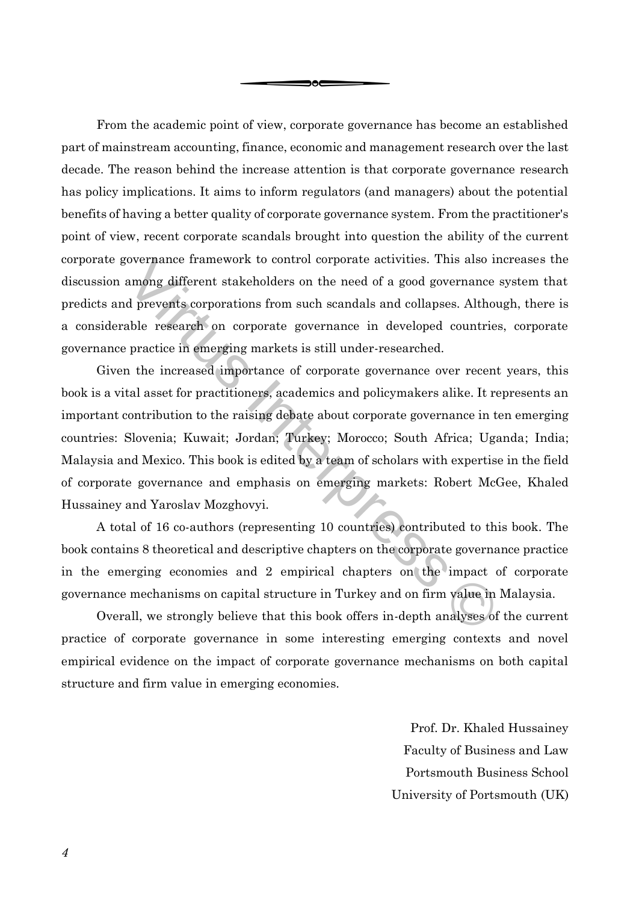From the academic point of view, corporate governance has become an established part of mainstream accounting, finance, economic and management research over the last decade. The reason behind the increase attention is that corporate governance research has policy implications. It aims to inform regulators (and managers) about the potential benefits of having a better quality of corporate governance system. From the practitioner's point of view, recent corporate scandals brought into question the ability of the current corporate governance framework to control corporate activities. This also increases the discussion among different stakeholders on the need of a good governance system that predicts and prevents corporations from such scandals and collapses. Although, there is a considerable research on corporate governance in developed countries, corporate governance practice in emerging markets is still under-researched.

Given the increased importance of corporate governance over recent years, this book is a vital asset for practitioners, academics and policymakers alike. It represents an important contribution to the raising debate about corporate governance in ten emerging countries: Slovenia; Kuwait; Jordan; Turkey; Morocco; South Africa; Uganda; India; Malaysia and Mexico. This book is edited by a team of scholars with expertise in the field of corporate governance and emphasis on emerging markets: Robert McGee, Khaled Hussainey and Yaroslav Mozghovyi.

A total of 16 co-authors (representing 10 countries) contributed to this book. The book contains 8 theoretical and descriptive chapters on the corporate governance practice in the emerging economies and 2 empirical chapters on the impact of corporate governance mechanisms on capital structure in Turkey and on firm value in Malaysia.

Overall, we strongly believe that this book offers in-depth analyses of the current practice of corporate governance in some interesting emerging contexts and novel empirical evidence on the impact of corporate governance mechanisms on both capital structure and firm value in emerging economies.

Prof. Dr. Khaled Hussainey
Faculty of Business and Law
Portsmouth Business School
University of Portsmouth (UK)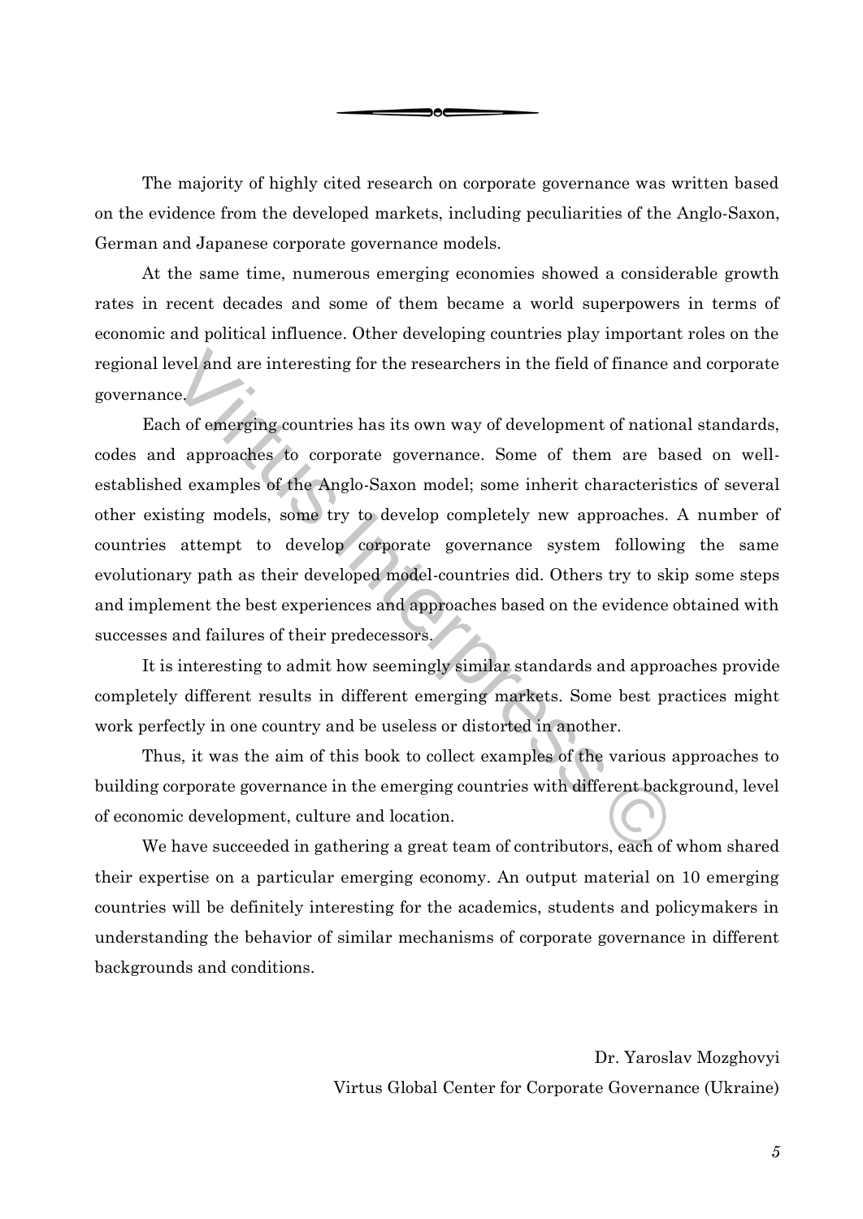The majority of highly cited research on corporate governance was written based on the evidence from the developed markets, including peculiarities of the Anglo-Saxon, German and Japanese corporate governance models.

At the same time, numerous emerging economies showed a considerable growth rates in recent decades and some of them became a world superpowers in terms of economic and political influence. Other developing countries play important roles on the regional level and are interesting for the researchers in the field of finance and corporate governance.

Each of emerging countries has its own way of development of national standards, codes and approaches to corporate governance. Some of them are based on well-established examples of the Anglo-Saxon model; some inherit characteristics of several other existing models, some try to develop completely new approaches. A number of countries attempt to develop corporate governance system following the same evolutionary path as their developed model-countries did. Others try to skip some steps and implement the best experiences and approaches based on the evidence obtained with successes and failures of their predecessors.

It is interesting to admit how seemingly similar standards and approaches provide completely different results in different emerging markets. Some best practices might work perfectly in one country and be useless or distorted in another.

Thus, it was the aim of this book to collect examples of the various approaches to building corporate governance in the emerging countries with different background, level of economic development, culture and location.

We have succeeded in gathering a great team of contributors, each of whom shared their expertise on a particular emerging economy. An output material on 10 emerging countries will be definitely interesting for the academics, students and policymakers in understanding the behavior of similar mechanisms of corporate governance in different backgrounds and conditions.

Dr. Yaroslav Mozghovyi

Virtus Global Center for Corporate Governance (Ukraine)